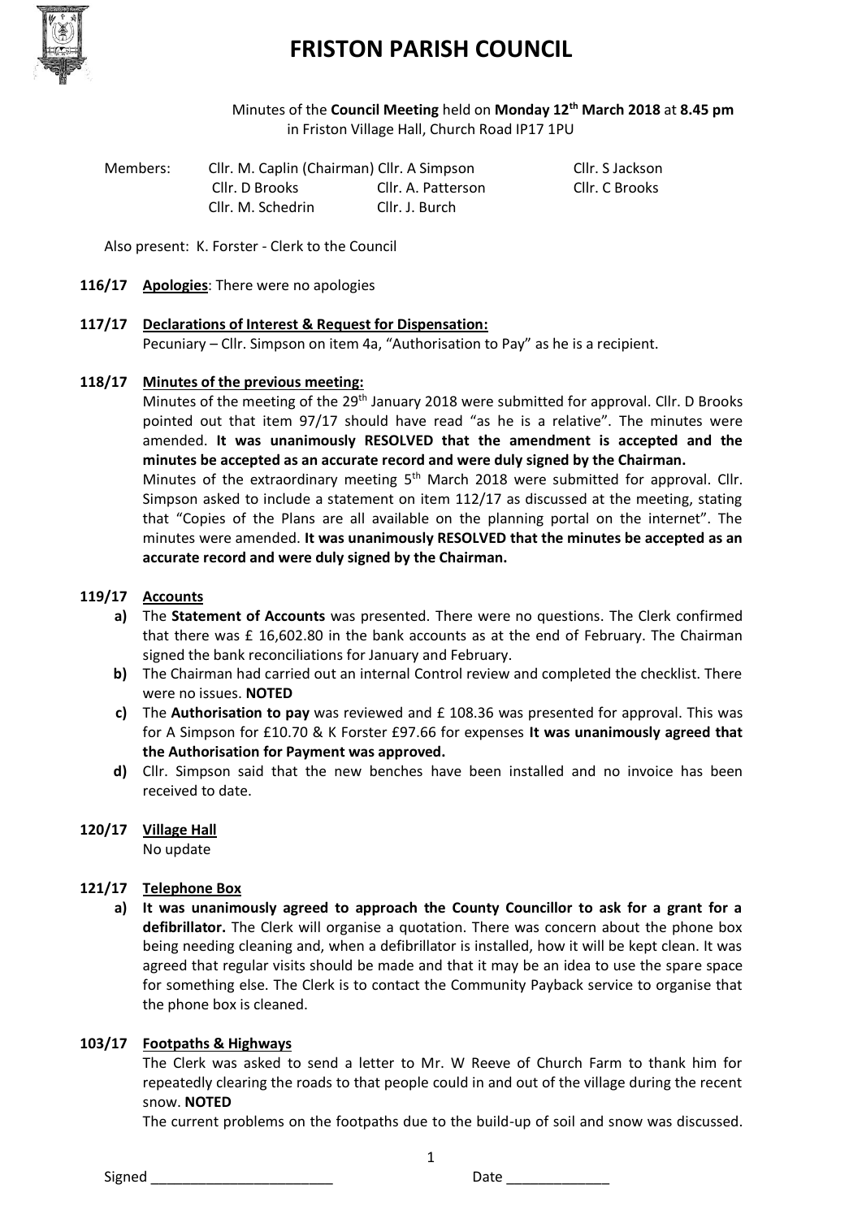# FRISTON PARISH COUNCIL

Minutes of the **Council Meeting** held on **Monday 12th March 2018** at **8.45 pm** in Friston Village Hall, Church Road IP17 1PU

| Members: | Cllr. M. Caplin (Chairman) | Cllr. A Simpson | Cllr. S Jackson |
|---|---|---|---|
| | Cllr. D Brooks | Cllr. A. Patterson | Cllr. C Brooks |
| | Cllr. M. Schedrin | Cllr. J. Burch | |

Also present: K. Forster - Clerk to the Council

**116/17** **Apologies**: There were no apologies

**117/17** **Declarations of Interest & Request for Dispensation:**

Pecuniary – Cllr. Simpson on item 4a, "Authorisation to Pay" as he is a recipient.

**118/17** **Minutes of the previous meeting:**

Minutes of the meeting of the 29th January 2018 were submitted for approval. Cllr. D Brooks pointed out that item 97/17 should have read "as he is a relative". The minutes were amended. **It was unanimously RESOLVED that the amendment is accepted and the minutes be accepted as an accurate record and were duly signed by the Chairman.**

Minutes of the extraordinary meeting 5th March 2018 were submitted for approval. Cllr. Simpson asked to include a statement on item 112/17 as discussed at the meeting, stating that "Copies of the Plans are all available on the planning portal on the internet". The minutes were amended. **It was unanimously RESOLVED that the minutes be accepted as an accurate record and were duly signed by the Chairman.**

**119/17** **Accounts**

- **a)** The **Statement of Accounts** was presented. There were no questions. The Clerk confirmed that there was £ 16,602.80 in the bank accounts as at the end of February. The Chairman signed the bank reconciliations for January and February.
- **b)** The Chairman had carried out an internal Control review and completed the checklist. There were no issues. **NOTED**
- **c)** The **Authorisation to pay** was reviewed and £ 108.36 was presented for approval. This was for A Simpson for £10.70 & K Forster £97.66 for expenses **It was unanimously agreed that the Authorisation for Payment was approved.**
- **d)** Cllr. Simpson said that the new benches have been installed and no invoice has been received to date.

**120/17** **Village Hall**

No update

**121/17** **Telephone Box**

- **a)** **It was unanimously agreed to approach the County Councillor to ask for a grant for a defibrillator.** The Clerk will organise a quotation. There was concern about the phone box being needing cleaning and, when a defibrillator is installed, how it will be kept clean. It was agreed that regular visits should be made and that it may be an idea to use the spare space for something else. The Clerk is to contact the Community Payback service to organise that the phone box is cleaned.

**103/17** **Footpaths & Highways**

The Clerk was asked to send a letter to Mr. W Reeve of Church Farm to thank him for repeatedly clearing the roads to that people could in and out of the village during the recent snow. **NOTED**

The current problems on the footpaths due to the build-up of soil and snow was discussed.

Signed _______________________ Date _____________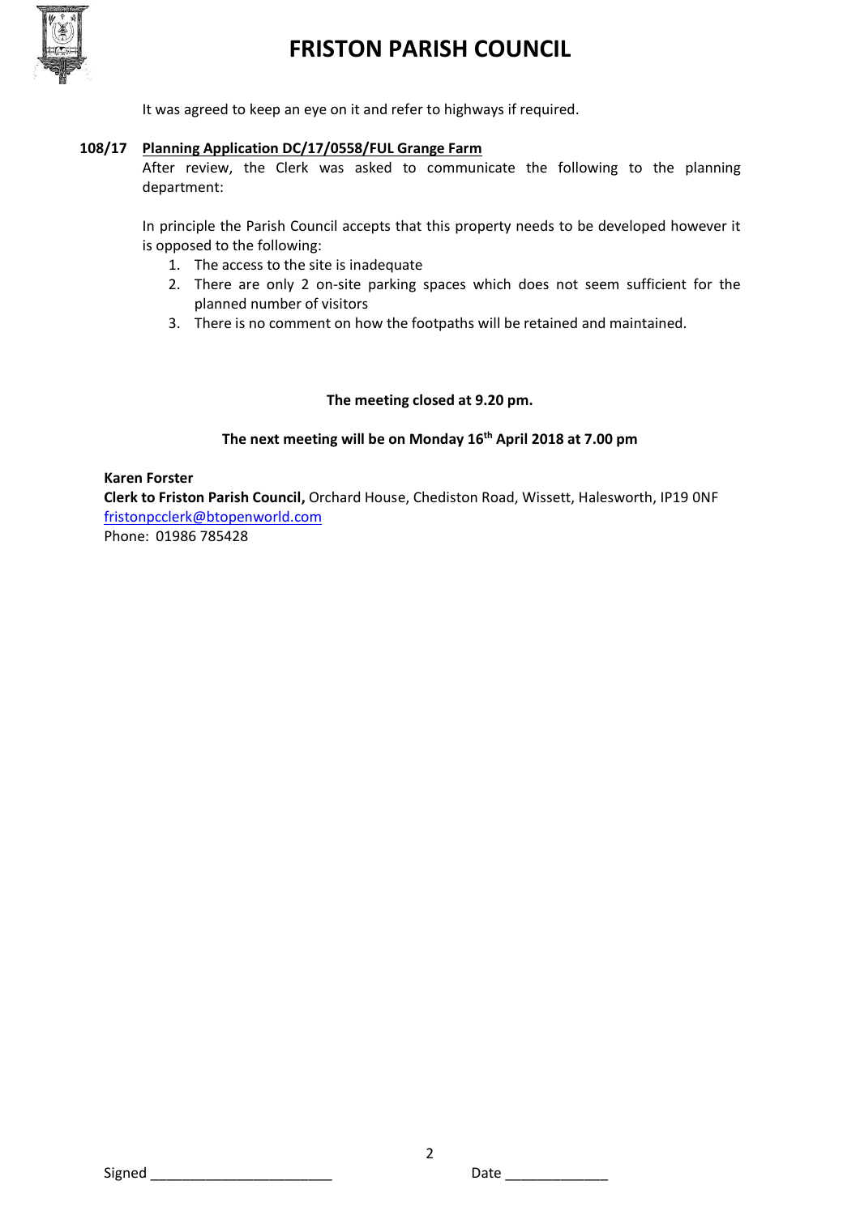It was agreed to keep an eye on it and refer to highways if required.

**108/17** **Planning Application DC/17/0558/FUL Grange Farm**

After review, the Clerk was asked to communicate the following to the planning department:

In principle the Parish Council accepts that this property needs to be developed however it is opposed to the following:

1. The access to the site is inadequate
2. There are only 2 on-site parking spaces which does not seem sufficient for the planned number of visitors
3. There is no comment on how the footpaths will be retained and maintained.

**The meeting closed at 9.20 pm.**

**The next meeting will be on Monday 16th April 2018 at 7.00 pm**

**Karen Forster**
**Clerk to Friston Parish Council,** Orchard House, Chediston Road, Wissett, Halesworth, IP19 0NF
fristonpcclerk@btopenworld.com
Phone: 01986 785428

Signed _______________________ Date _____________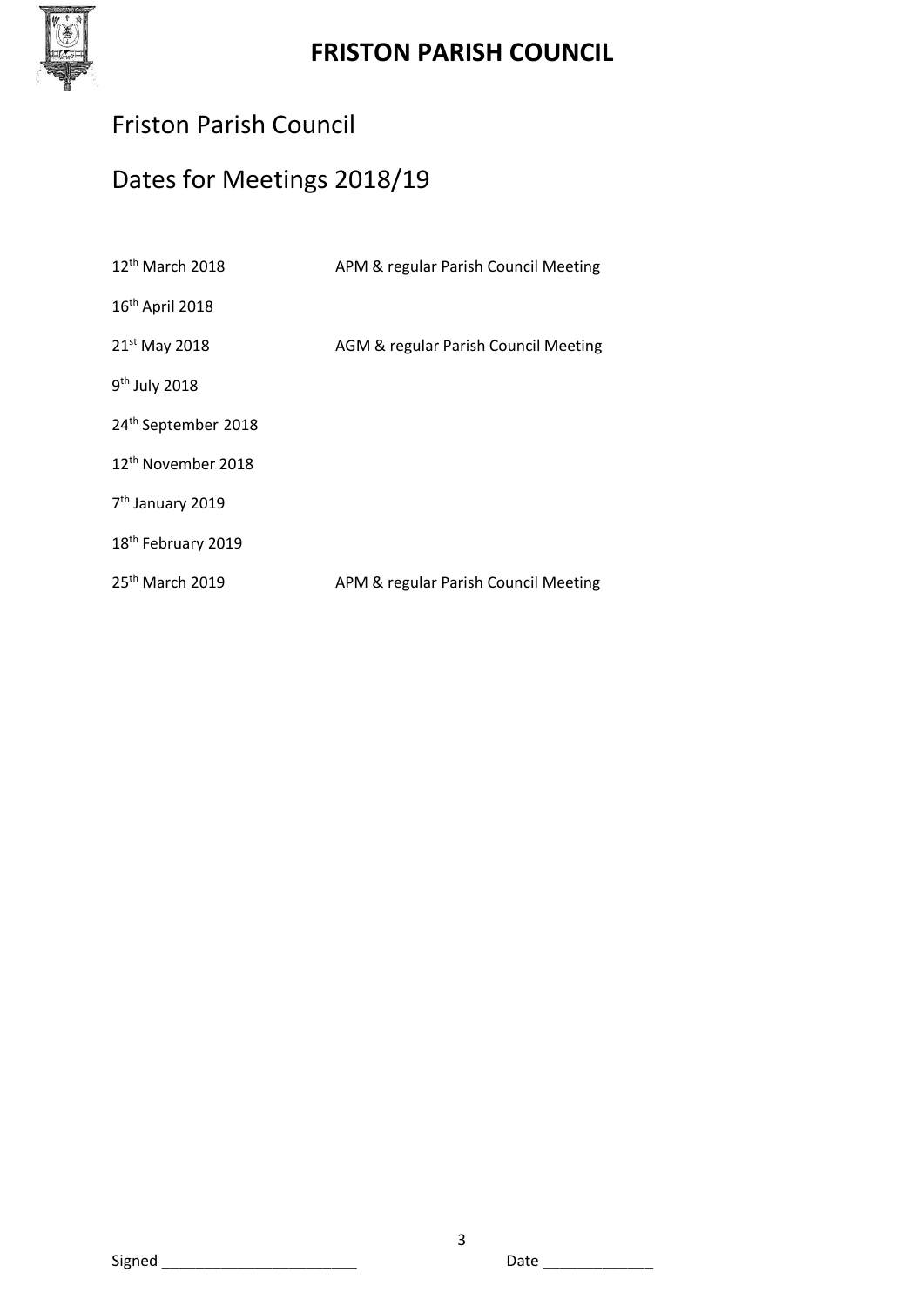# FRISTON PARISH COUNCIL

## Friston Parish Council

## Dates for Meetings 2018/19

| | |
|---|---|
| 12th March 2018 | APM & regular Parish Council Meeting |
| 16th April 2018 | |
| 21st May 2018 | AGM & regular Parish Council Meeting |
| 9th July 2018 | |
| 24th September 2018 | |
| 12th November 2018 | |
| 7th January 2019 | |
| 18th February 2019 | |
| 25th March 2019 | APM & regular Parish Council Meeting |

Signed _______________________ Date _____________